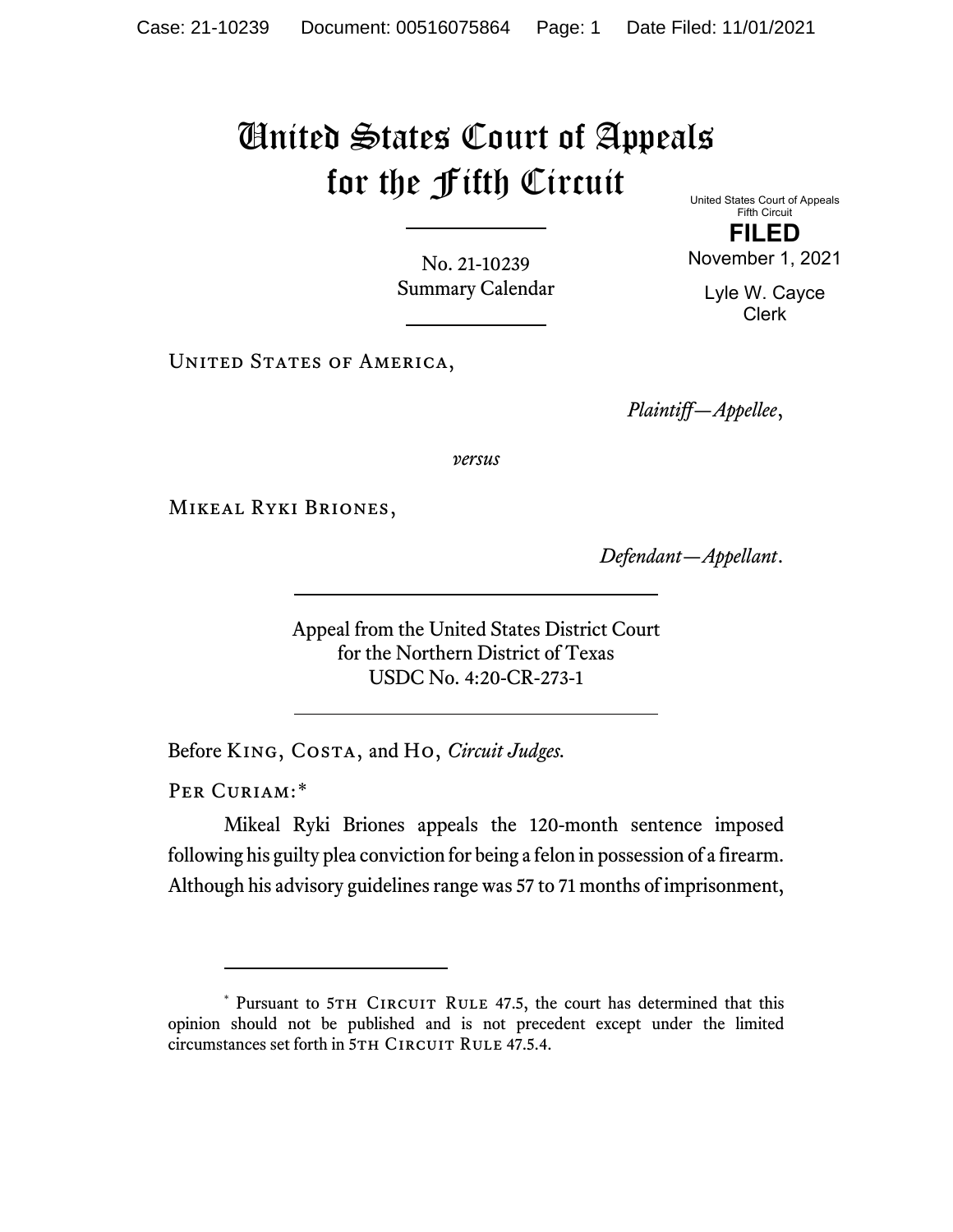# United States Court of Appeals for the Fifth Circuit

United States Court of Appeals
Fifth Circuit

**FILED**

November 1, 2021

Lyle W. Cayce
Clerk

No. 21-10239
Summary Calendar

United States of America,

*Plaintiff—Appellee*,

*versus*

Mikeal Ryki Briones,

*Defendant—Appellant*.

Appeal from the United States District Court
for the Northern District of Texas
USDC No. 4:20-CR-273-1

Before King, Costa, and Ho, *Circuit Judges.*

Per Curiam:*

Mikeal Ryki Briones appeals the 120-month sentence imposed following his guilty plea conviction for being a felon in possession of a firearm. Although his advisory guidelines range was 57 to 71 months of imprisonment,

* Pursuant to 5th Circuit Rule 47.5, the court has determined that this opinion should not be published and is not precedent except under the limited circumstances set forth in 5th Circuit Rule 47.5.4.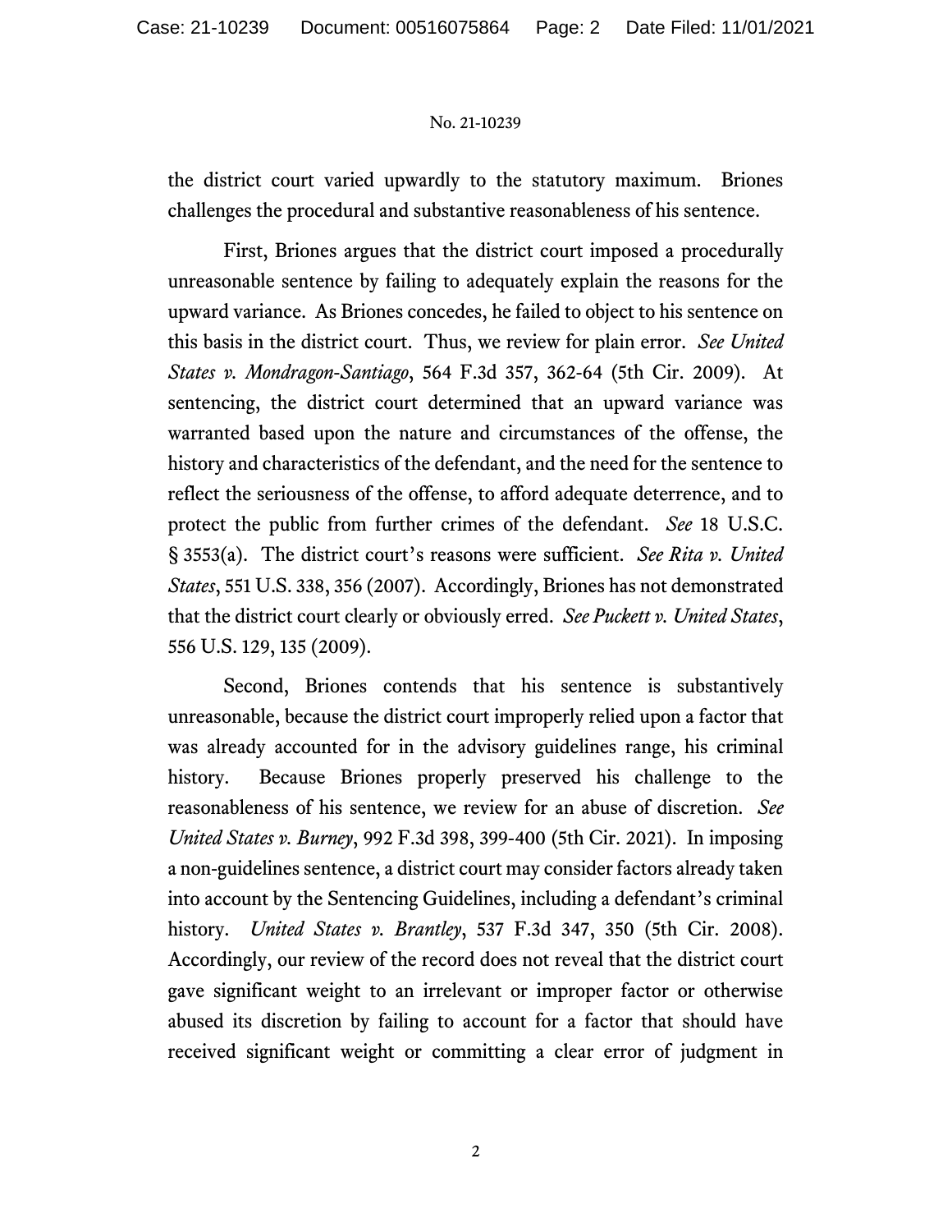the district court varied upwardly to the statutory maximum. Briones challenges the procedural and substantive reasonableness of his sentence.

First, Briones argues that the district court imposed a procedurally unreasonable sentence by failing to adequately explain the reasons for the upward variance. As Briones concedes, he failed to object to his sentence on this basis in the district court. Thus, we review for plain error. *See United States v. Mondragon-Santiago*, 564 F.3d 357, 362-64 (5th Cir. 2009). At sentencing, the district court determined that an upward variance was warranted based upon the nature and circumstances of the offense, the history and characteristics of the defendant, and the need for the sentence to reflect the seriousness of the offense, to afford adequate deterrence, and to protect the public from further crimes of the defendant. *See* 18 U.S.C. § 3553(a). The district court's reasons were sufficient. *See Rita v. United States*, 551 U.S. 338, 356 (2007). Accordingly, Briones has not demonstrated that the district court clearly or obviously erred. *See Puckett v. United States*, 556 U.S. 129, 135 (2009).

Second, Briones contends that his sentence is substantively unreasonable, because the district court improperly relied upon a factor that was already accounted for in the advisory guidelines range, his criminal history. Because Briones properly preserved his challenge to the reasonableness of his sentence, we review for an abuse of discretion. *See United States v. Burney*, 992 F.3d 398, 399-400 (5th Cir. 2021). In imposing a non-guidelines sentence, a district court may consider factors already taken into account by the Sentencing Guidelines, including a defendant's criminal history. *United States v. Brantley*, 537 F.3d 347, 350 (5th Cir. 2008). Accordingly, our review of the record does not reveal that the district court gave significant weight to an irrelevant or improper factor or otherwise abused its discretion by failing to account for a factor that should have received significant weight or committing a clear error of judgment in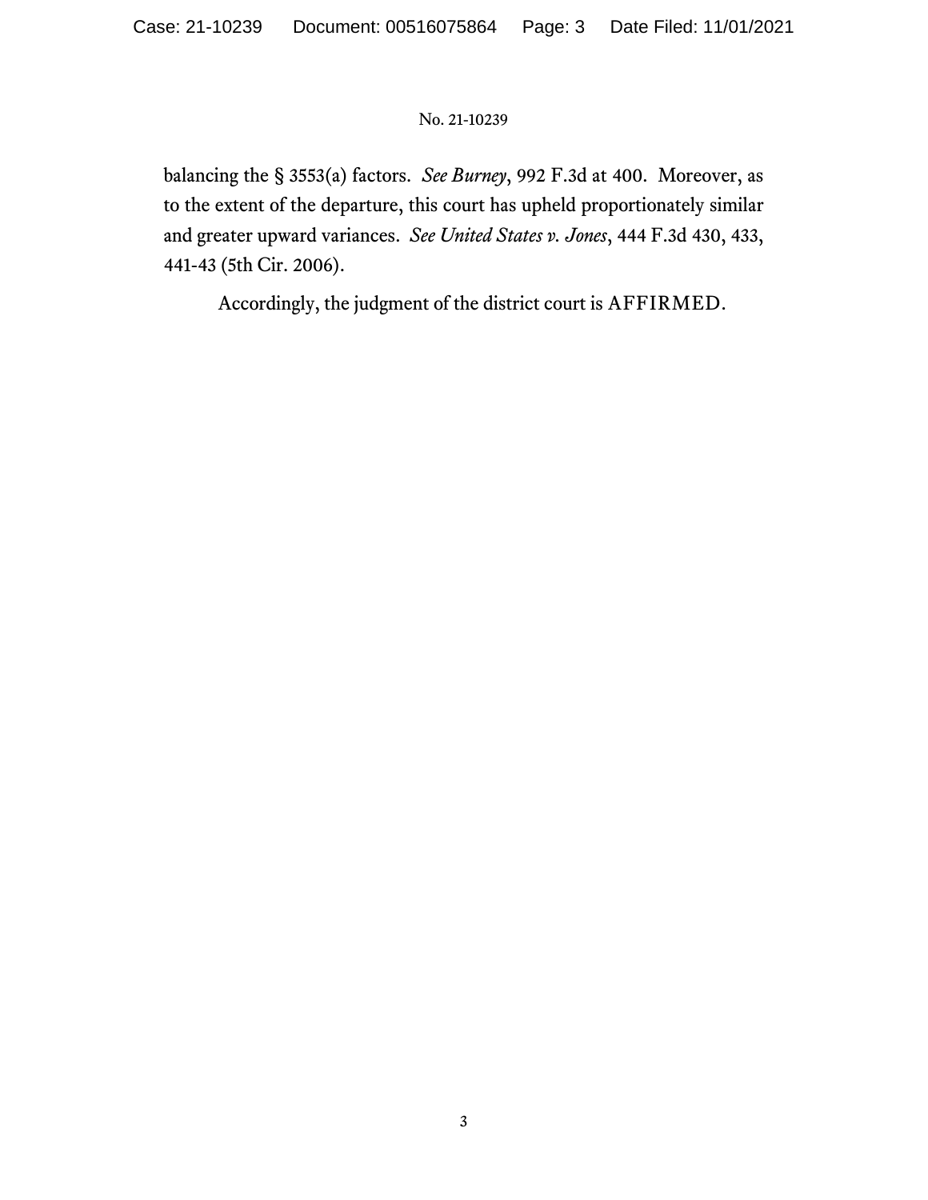balancing the § 3553(a) factors. *See Burney*, 992 F.3d at 400. Moreover, as to the extent of the departure, this court has upheld proportionately similar and greater upward variances. *See United States v. Jones*, 444 F.3d 430, 433, 441-43 (5th Cir. 2006).

Accordingly, the judgment of the district court is AFFIRMED.